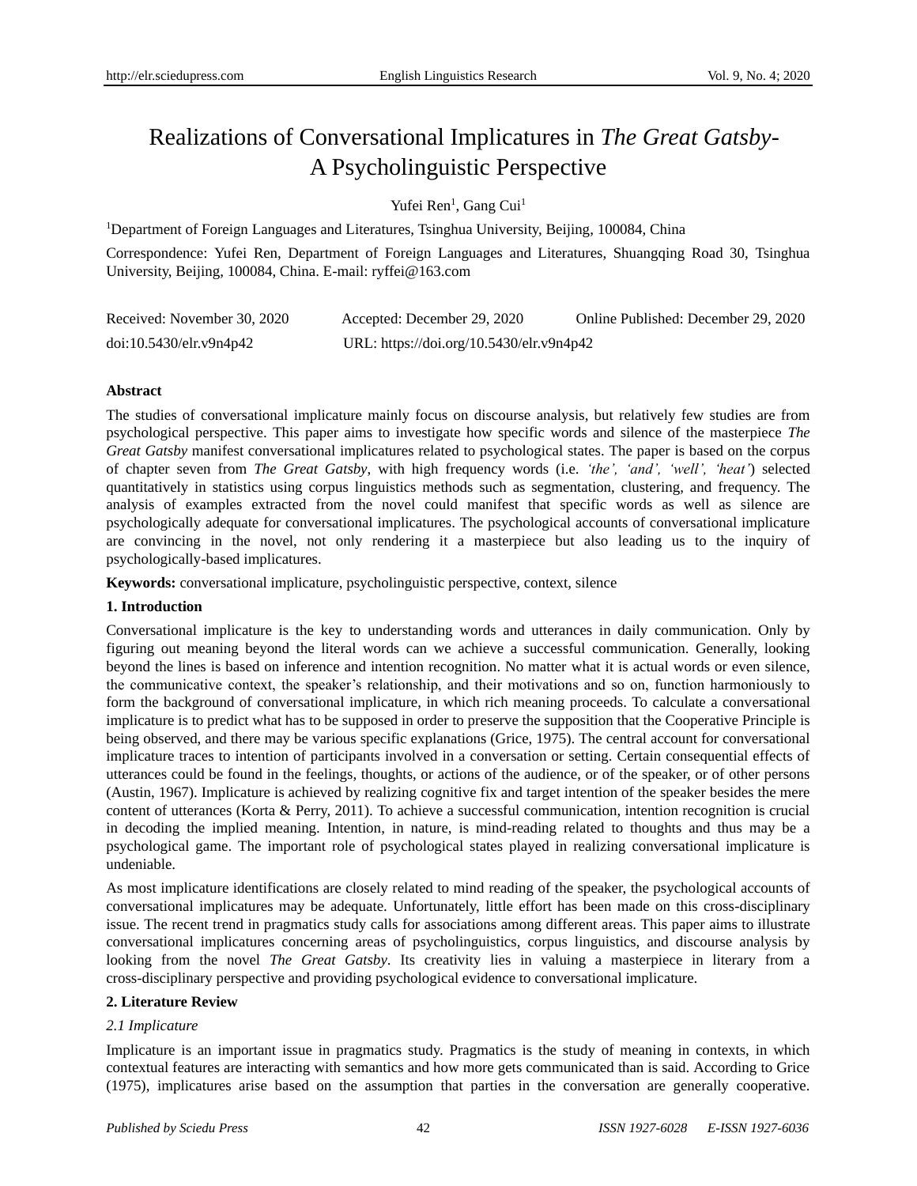# Realizations of Conversational Implicatures in *The Great Gatsby*- A Psycholinguistic Perspective

Yufei Ren[1], Gang Cui[1]

[1]Department of Foreign Languages and Literatures, Tsinghua University, Beijing, 100084, China

Correspondence: Yufei Ren, Department of Foreign Languages and Literatures, Shuangqing Road 30, Tsinghua University, Beijing, 100084, China. E-mail: ryffei@163.com

Received: November 30, 2020 Accepted: December 29, 2020 Online Published: December 29, 2020

doi:10.5430/elr.v9n4p42 URL: https://doi.org/10.5430/elr.v9n4p42

**Abstract**

The studies of conversational implicature mainly focus on discourse analysis, but relatively few studies are from psychological perspective. This paper aims to investigate how specific words and silence of the masterpiece *The Great Gatsby* manifest conversational implicatures related to psychological states. The paper is based on the corpus of chapter seven from *The Great Gatsby*, with high frequency words (i.e. *'the', 'and', 'well', 'heat'*) selected quantitatively in statistics using corpus linguistics methods such as segmentation, clustering, and frequency. The analysis of examples extracted from the novel could manifest that specific words as well as silence are psychologically adequate for conversational implicatures. The psychological accounts of conversational implicature are convincing in the novel, not only rendering it a masterpiece but also leading us to the inquiry of psychologically-based implicatures.

**Keywords:** conversational implicature, psycholinguistic perspective, context, silence

## 1. Introduction

Conversational implicature is the key to understanding words and utterances in daily communication. Only by figuring out meaning beyond the literal words can we achieve a successful communication. Generally, looking beyond the lines is based on inference and intention recognition. No matter what it is actual words or even silence, the communicative context, the speaker's relationship, and their motivations and so on, function harmoniously to form the background of conversational implicature, in which rich meaning proceeds. To calculate a conversational implicature is to predict what has to be supposed in order to preserve the supposition that the Cooperative Principle is being observed, and there may be various specific explanations (Grice, 1975). The central account for conversational implicature traces to intention of participants involved in a conversation or setting. Certain consequential effects of utterances could be found in the feelings, thoughts, or actions of the audience, or of the speaker, or of other persons (Austin, 1967). Implicature is achieved by realizing cognitive fix and target intention of the speaker besides the mere content of utterances (Korta & Perry, 2011). To achieve a successful communication, intention recognition is crucial in decoding the implied meaning. Intention, in nature, is mind-reading related to thoughts and thus may be a psychological game. The important role of psychological states played in realizing conversational implicature is undeniable.

As most implicature identifications are closely related to mind reading of the speaker, the psychological accounts of conversational implicatures may be adequate. Unfortunately, little effort has been made on this cross-disciplinary issue. The recent trend in pragmatics study calls for associations among different areas. This paper aims to illustrate conversational implicatures concerning areas of psycholinguistics, corpus linguistics, and discourse analysis by looking from the novel *The Great Gatsby*. Its creativity lies in valuing a masterpiece in literary from a cross-disciplinary perspective and providing psychological evidence to conversational implicature.

## 2. Literature Review

### *2.1 Implicature*

Implicature is an important issue in pragmatics study. Pragmatics is the study of meaning in contexts, in which contextual features are interacting with semantics and how more gets communicated than is said. According to Grice (1975), implicatures arise based on the assumption that parties in the conversation are generally cooperative.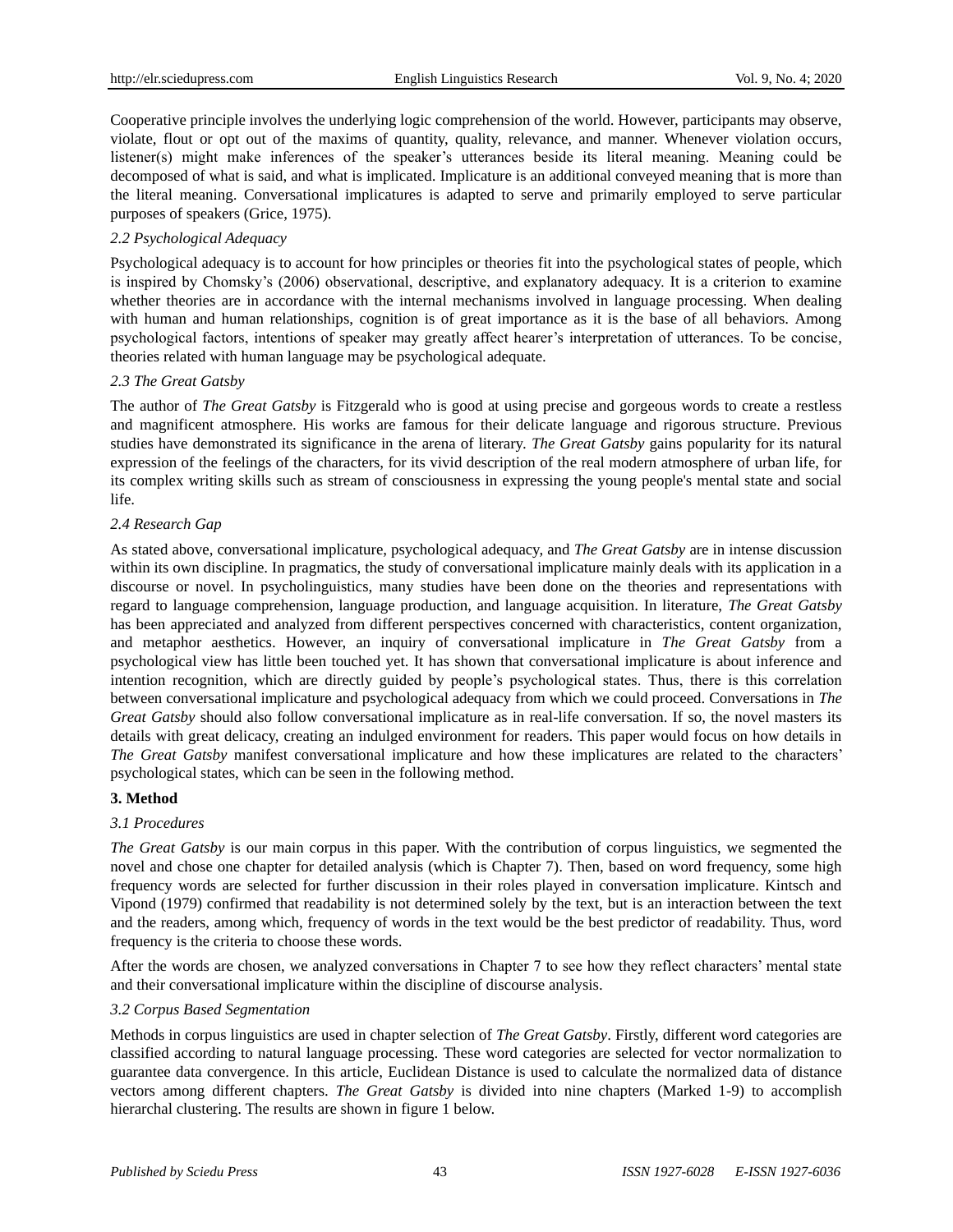Cooperative principle involves the underlying logic comprehension of the world. However, participants may observe, violate, flout or opt out of the maxims of quantity, quality, relevance, and manner. Whenever violation occurs, listener(s) might make inferences of the speaker's utterances beside its literal meaning. Meaning could be decomposed of what is said, and what is implicated. Implicature is an additional conveyed meaning that is more than the literal meaning. Conversational implicatures is adapted to serve and primarily employed to serve particular purposes of speakers (Grice, 1975).

### *2.2 Psychological Adequacy*

Psychological adequacy is to account for how principles or theories fit into the psychological states of people, which is inspired by Chomsky's (2006) observational, descriptive, and explanatory adequacy. It is a criterion to examine whether theories are in accordance with the internal mechanisms involved in language processing. When dealing with human and human relationships, cognition is of great importance as it is the base of all behaviors. Among psychological factors, intentions of speaker may greatly affect hearer's interpretation of utterances. To be concise, theories related with human language may be psychological adequate.

### *2.3 The Great Gatsby*

The author of *The Great Gatsby* is Fitzgerald who is good at using precise and gorgeous words to create a restless and magnificent atmosphere. His works are famous for their delicate language and rigorous structure. Previous studies have demonstrated its significance in the arena of literary. *The Great Gatsby* gains popularity for its natural expression of the feelings of the characters, for its vivid description of the real modern atmosphere of urban life, for its complex writing skills such as stream of consciousness in expressing the young people's mental state and social life.

### *2.4 Research Gap*

As stated above, conversational implicature, psychological adequacy, and *The Great Gatsby* are in intense discussion within its own discipline. In pragmatics, the study of conversational implicature mainly deals with its application in a discourse or novel. In psycholinguistics, many studies have been done on the theories and representations with regard to language comprehension, language production, and language acquisition. In literature, *The Great Gatsby* has been appreciated and analyzed from different perspectives concerned with characteristics, content organization, and metaphor aesthetics. However, an inquiry of conversational implicature in *The Great Gatsby* from a psychological view has little been touched yet. It has shown that conversational implicature is about inference and intention recognition, which are directly guided by people's psychological states. Thus, there is this correlation between conversational implicature and psychological adequacy from which we could proceed. Conversations in *The Great Gatsby* should also follow conversational implicature as in real-life conversation. If so, the novel masters its details with great delicacy, creating an indulged environment for readers. This paper would focus on how details in *The Great Gatsby* manifest conversational implicature and how these implicatures are related to the characters' psychological states, which can be seen in the following method.

## **3. Method**

### *3.1 Procedures*

*The Great Gatsby* is our main corpus in this paper. With the contribution of corpus linguistics, we segmented the novel and chose one chapter for detailed analysis (which is Chapter 7). Then, based on word frequency, some high frequency words are selected for further discussion in their roles played in conversation implicature. Kintsch and Vipond (1979) confirmed that readability is not determined solely by the text, but is an interaction between the text and the readers, among which, frequency of words in the text would be the best predictor of readability. Thus, word frequency is the criteria to choose these words.

After the words are chosen, we analyzed conversations in Chapter 7 to see how they reflect characters' mental state and their conversational implicature within the discipline of discourse analysis.

### *3.2 Corpus Based Segmentation*

Methods in corpus linguistics are used in chapter selection of *The Great Gatsby*. Firstly, different word categories are classified according to natural language processing. These word categories are selected for vector normalization to guarantee data convergence. In this article, Euclidean Distance is used to calculate the normalized data of distance vectors among different chapters. *The Great Gatsby* is divided into nine chapters (Marked 1-9) to accomplish hierarchal clustering. The results are shown in figure 1 below.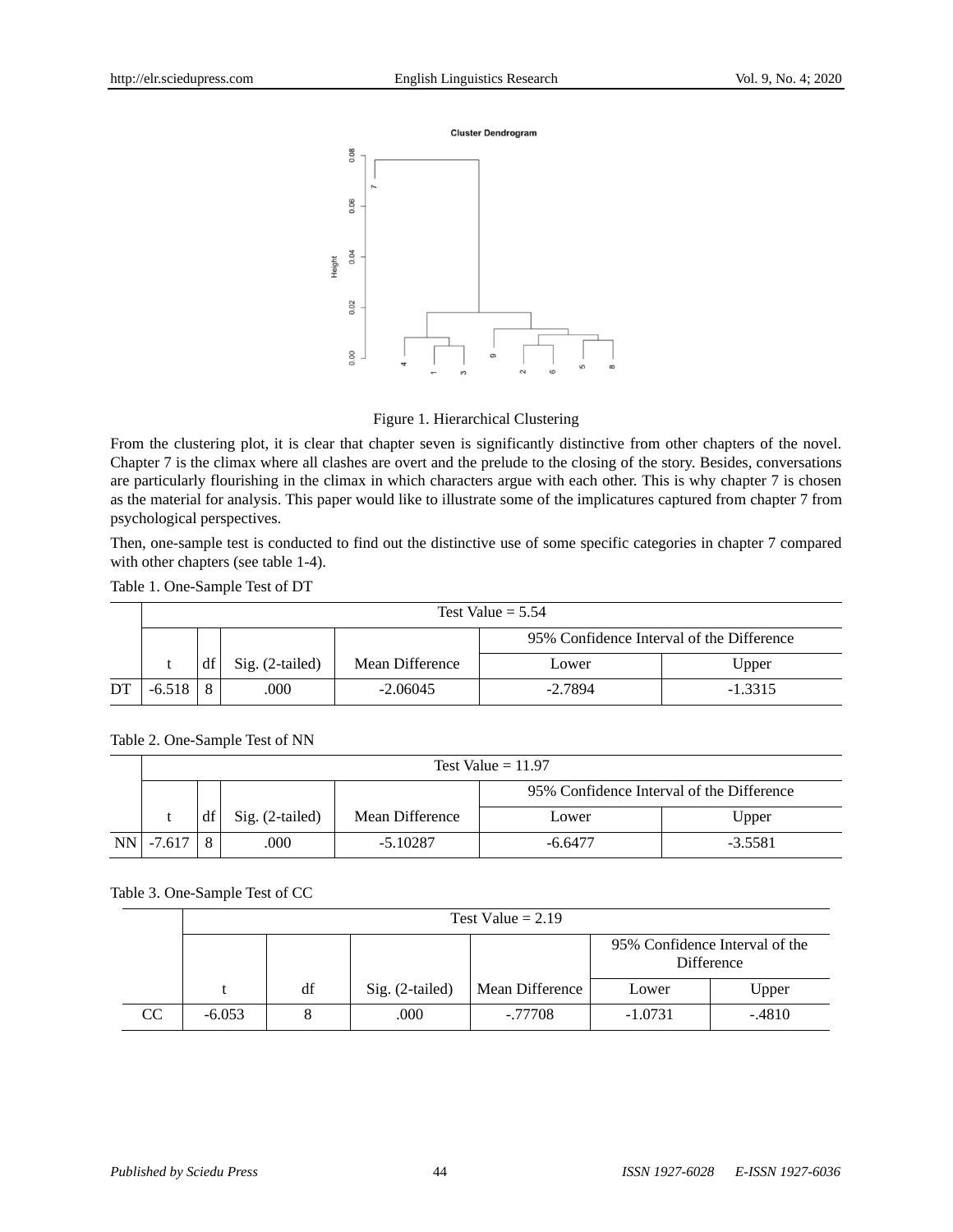Figure 1. Hierarchical Clustering

From the clustering plot, it is clear that chapter seven is significantly distinctive from other chapters of the novel. Chapter 7 is the climax where all clashes are overt and the prelude to the closing of the story. Besides, conversations are particularly flourishing in the climax in which characters argue with each other. This is why chapter 7 is chosen as the material for analysis. This paper would like to illustrate some of the implicatures captured from chapter 7 from psychological perspectives.

Then, one-sample test is conducted to find out the distinctive use of some specific categories in chapter 7 compared with other chapters (see table 1-4).

Table 1. One-Sample Test of DT

| | Test Value = 5.54 | | | | | |
|---|---|---|---|---|---|---|
| | | | | | 95% Confidence Interval of the Difference | |
| | t | df | Sig. (2-tailed) | Mean Difference | Lower | Upper |
| DT | -6.518 | 8 | .000 | -2.06045 | -2.7894 | -1.3315 |

Table 2. One-Sample Test of NN

| | Test Value = 11.97 | | | | | |
|---|---|---|---|---|---|---|
| | | | | | 95% Confidence Interval of the Difference | |
| | t | df | Sig. (2-tailed) | Mean Difference | Lower | Upper |
| NN | -7.617 | 8 | .000 | -5.10287 | -6.6477 | -3.5581 |

Table 3. One-Sample Test of CC

| | Test Value = 2.19 | | | | | |
|---|---|---|---|---|---|---|
| | | | | | 95% Confidence Interval of the Difference | |
| | t | df | Sig. (2-tailed) | Mean Difference | Lower | Upper |
| CC | -6.053 | 8 | .000 | -.77708 | -1.0731 | -.4810 |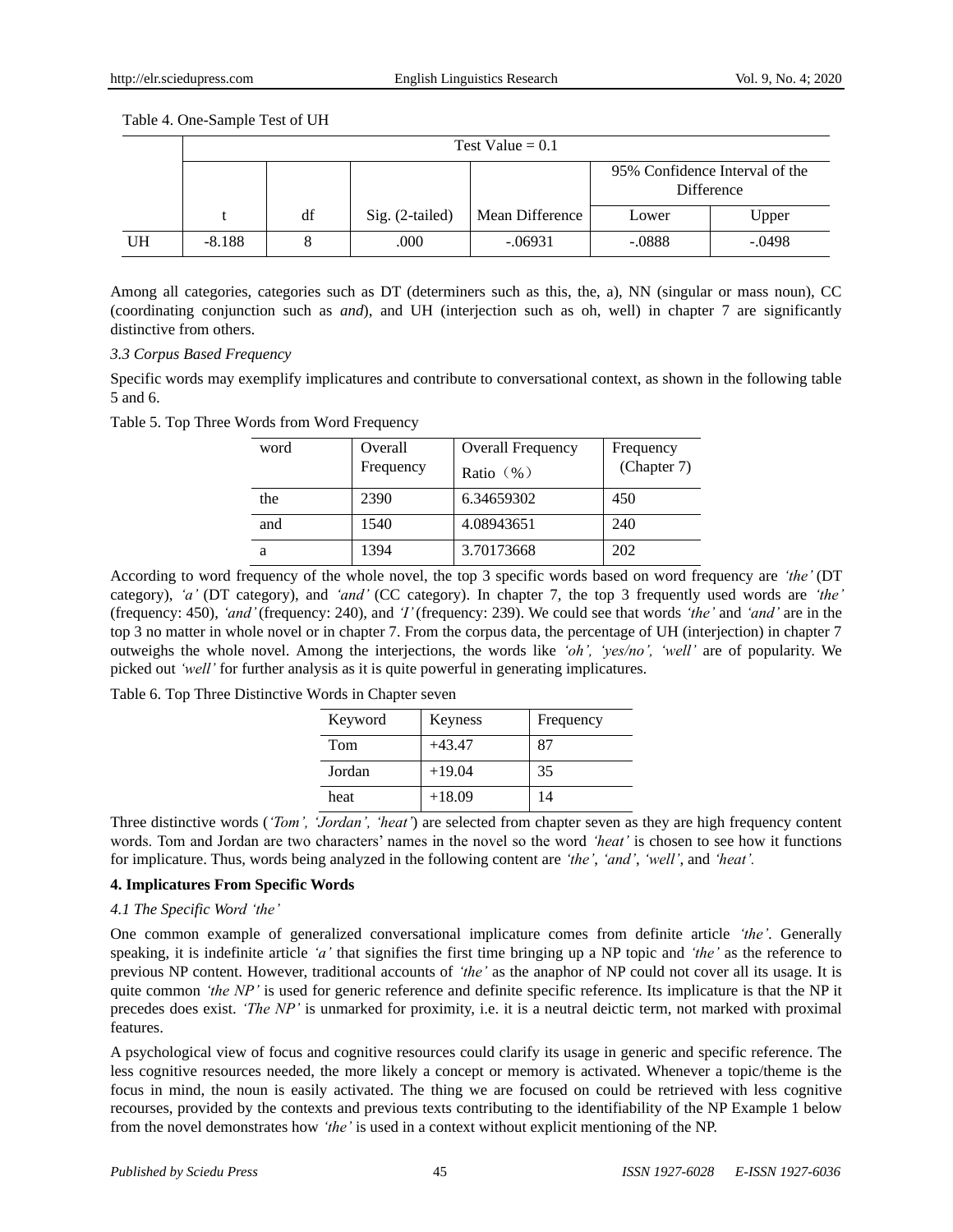Table 4. One-Sample Test of UH

| | Test Value = 0.1 | | | | | |
|---|---|---|---|---|---|---|
| | | | | | 95% Confidence Interval of the Difference | |
| | t | df | Sig. (2-tailed) | Mean Difference | Lower | Upper |
| UH | -8.188 | 8 | .000 | -.06931 | -.0888 | -.0498 |

Among all categories, categories such as DT (determiners such as this, the, a), NN (singular or mass noun), CC (coordinating conjunction such as *and*), and UH (interjection such as oh, well) in chapter 7 are significantly distinctive from others.

### *3.3 Corpus Based Frequency*

Specific words may exemplify implicatures and contribute to conversational context, as shown in the following table 5 and 6.

Table 5. Top Three Words from Word Frequency

| word | Overall Frequency | Overall Frequency Ratio（%） | Frequency (Chapter 7) |
|---|---|---|---|
| the | 2390 | 6.34659302 | 450 |
| and | 1540 | 4.08943651 | 240 |
| a | 1394 | 3.70173668 | 202 |

According to word frequency of the whole novel, the top 3 specific words based on word frequency are *'the'* (DT category), *'a'* (DT category), and *'and'* (CC category). In chapter 7, the top 3 frequently used words are *'the'* (frequency: 450), *'and'* (frequency: 240), and *'I'* (frequency: 239). We could see that words *'the'* and *'and'* are in the top 3 no matter in whole novel or in chapter 7. From the corpus data, the percentage of UH (interjection) in chapter 7 outweighs the whole novel. Among the interjections, the words like *'oh', 'yes/no', 'well'* are of popularity. We picked out *'well'* for further analysis as it is quite powerful in generating implicatures.

Table 6. Top Three Distinctive Words in Chapter seven

| Keyword | Keyness | Frequency |
|---|---|---|
| Tom | +43.47 | 87 |
| Jordan | +19.04 | 35 |
| heat | +18.09 | 14 |

Three distinctive words (*'Tom', 'Jordan', 'heat'*) are selected from chapter seven as they are high frequency content words. Tom and Jordan are two characters' names in the novel so the word *'heat'* is chosen to see how it functions for implicature. Thus, words being analyzed in the following content are *'the'*, *'and'*, *'well'*, and *'heat'*.

## **4. Implicatures From Specific Words**

### *4.1 The Specific Word 'the'*

One common example of generalized conversational implicature comes from definite article *'the'*. Generally speaking, it is indefinite article *'a'* that signifies the first time bringing up a NP topic and *'the'* as the reference to previous NP content. However, traditional accounts of *'the'* as the anaphor of NP could not cover all its usage. It is quite common *'the NP'* is used for generic reference and definite specific reference. Its implicature is that the NP it precedes does exist. *'The NP'* is unmarked for proximity, i.e. it is a neutral deictic term, not marked with proximal features.

A psychological view of focus and cognitive resources could clarify its usage in generic and specific reference. The less cognitive resources needed, the more likely a concept or memory is activated. Whenever a topic/theme is the focus in mind, the noun is easily activated. The thing we are focused on could be retrieved with less cognitive recourses, provided by the contexts and previous texts contributing to the identifiability of the NP Example 1 below from the novel demonstrates how *'the'* is used in a context without explicit mentioning of the NP.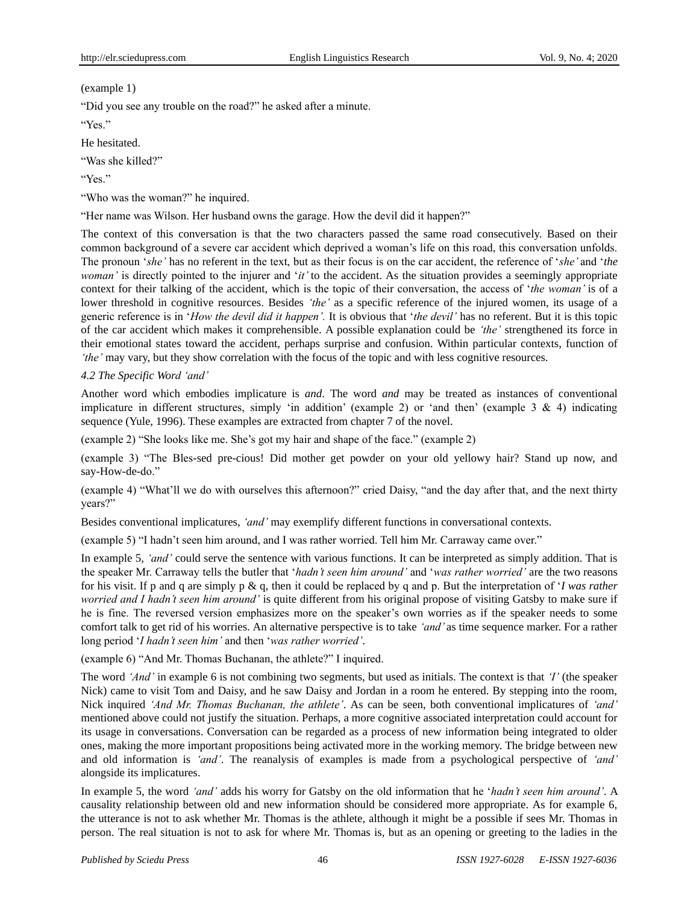(example 1)

“Did you see any trouble on the road?” he asked after a minute.

“Yes.”

He hesitated.

“Was she killed?”

“Yes.”

“Who was the woman?” he inquired.

“Her name was Wilson. Her husband owns the garage. How the devil did it happen?”

The context of this conversation is that the two characters passed the same road consecutively. Based on their common background of a severe car accident which deprived a woman’s life on this road, this conversation unfolds. The pronoun ‘*she’* has no referent in the text, but as their focus is on the car accident, the reference of ‘*she’* and ‘*the woman’* is directly pointed to the injurer and ‘*it’* to the accident. As the situation provides a seemingly appropriate context for their talking of the accident, which is the topic of their conversation, the access of ‘*the woman’* is of a lower threshold in cognitive resources. Besides *‘the’* as a specific reference of the injured women, its usage of a generic reference is in ‘*How the devil did it happen’.* It is obvious that ‘*the devil’* has no referent. But it is this topic of the car accident which makes it comprehensible. A possible explanation could be *‘the’* strengthened its force in their emotional states toward the accident, perhaps surprise and confusion. Within particular contexts, function of *‘the’* may vary, but they show correlation with the focus of the topic and with less cognitive resources.

*4.2 The Specific Word ‘and’*

Another word which embodies implicature is *and*. The word *and* may be treated as instances of conventional implicature in different structures, simply ‘in addition’ (example 2) or ‘and then’ (example 3 & 4) indicating sequence (Yule, 1996). These examples are extracted from chapter 7 of the novel.

(example 2) “She looks like me. She’s got my hair and shape of the face.” (example 2)

(example 3) “The Bles-sed pre-cious! Did mother get powder on your old yellowy hair? Stand up now, and say-How-de-do.”

(example 4) “What’ll we do with ourselves this afternoon?” cried Daisy, “and the day after that, and the next thirty years?”

Besides conventional implicatures, *‘and’* may exemplify different functions in conversational contexts.

(example 5) “I hadn’t seen him around, and I was rather worried. Tell him Mr. Carraway came over.”

In example 5, *‘and’* could serve the sentence with various functions. It can be interpreted as simply addition. That is the speaker Mr. Carraway tells the butler that ‘*hadn’t seen him around’* and ‘*was rather worried’* are the two reasons for his visit. If p and q are simply p & q, then it could be replaced by q and p. But the interpretation of ‘*I was rather worried and I hadn’t seen him around’* is quite different from his original propose of visiting Gatsby to make sure if he is fine. The reversed version emphasizes more on the speaker’s own worries as if the speaker needs to some comfort talk to get rid of his worries. An alternative perspective is to take *‘and’* as time sequence marker. For a rather long period ‘*I hadn’t seen him’* and then ‘*was rather worried’*.

(example 6) “And Mr. Thomas Buchanan, the athlete?” I inquired.

The word *‘And’* in example 6 is not combining two segments, but used as initials. The context is that *‘I’* (the speaker Nick) came to visit Tom and Daisy, and he saw Daisy and Jordan in a room he entered. By stepping into the room, Nick inquired *‘And Mr. Thomas Buchanan, the athlete’*. As can be seen, both conventional implicatures of *‘and’* mentioned above could not justify the situation. Perhaps, a more cognitive associated interpretation could account for its usage in conversations. Conversation can be regarded as a process of new information being integrated to older ones, making the more important propositions being activated more in the working memory. The bridge between new and old information is *‘and’*. The reanalysis of examples is made from a psychological perspective of *‘and’* alongside its implicatures.

In example 5, the word *‘and’* adds his worry for Gatsby on the old information that he ‘*hadn’t seen him around’*. A causality relationship between old and new information should be considered more appropriate. As for example 6, the utterance is not to ask whether Mr. Thomas is the athlete, although it might be a possible if sees Mr. Thomas in person. The real situation is not to ask for where Mr. Thomas is, but as an opening or greeting to the ladies in the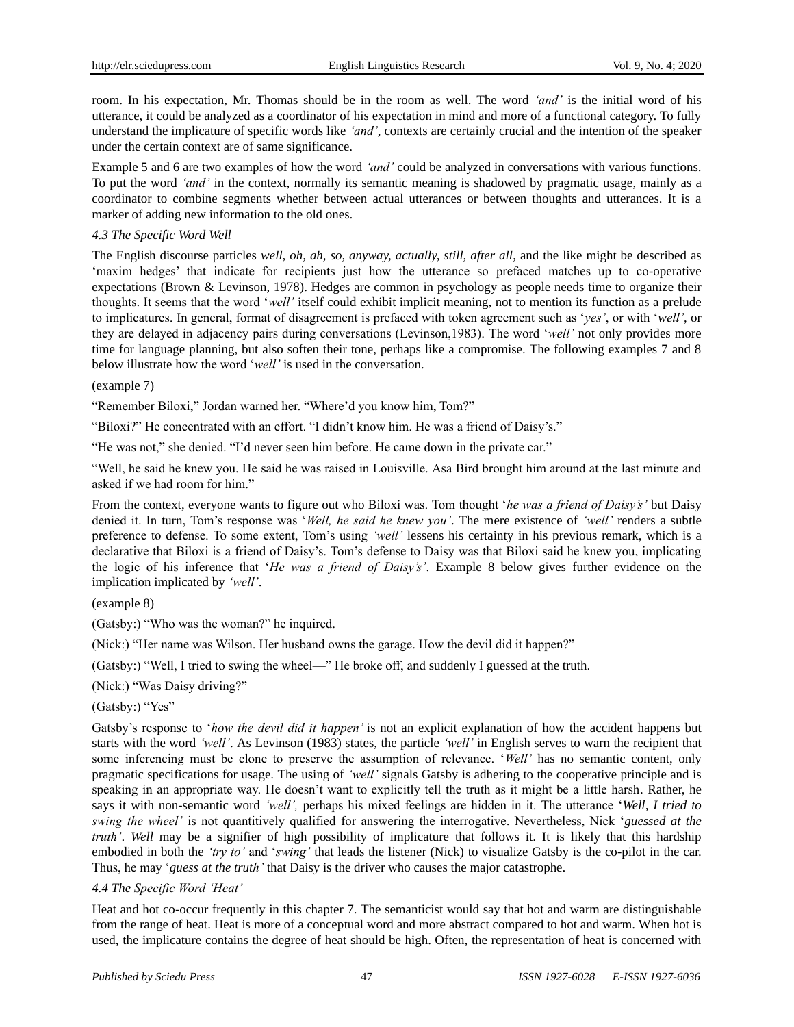room. In his expectation, Mr. Thomas should be in the room as well. The word *'and'* is the initial word of his utterance, it could be analyzed as a coordinator of his expectation in mind and more of a functional category. To fully understand the implicature of specific words like *'and'*, contexts are certainly crucial and the intention of the speaker under the certain context are of same significance.

Example 5 and 6 are two examples of how the word *'and'* could be analyzed in conversations with various functions. To put the word *'and'* in the context, normally its semantic meaning is shadowed by pragmatic usage, mainly as a coordinator to combine segments whether between actual utterances or between thoughts and utterances. It is a marker of adding new information to the old ones.

### *4.3 The Specific Word Well*

The English discourse particles *well, oh, ah, so, anyway, actually, still, after all*, and the like might be described as 'maxim hedges' that indicate for recipients just how the utterance so prefaced matches up to co-operative expectations (Brown & Levinson, 1978). Hedges are common in psychology as people needs time to organize their thoughts. It seems that the word '*well'* itself could exhibit implicit meaning, not to mention its function as a prelude to implicatures. In general, format of disagreement is prefaced with token agreement such as '*yes'*, or with '*well'*, or they are delayed in adjacency pairs during conversations (Levinson,1983). The word '*well'* not only provides more time for language planning, but also soften their tone, perhaps like a compromise. The following examples 7 and 8 below illustrate how the word '*well'* is used in the conversation.

(example 7)

"Remember Biloxi," Jordan warned her. "Where'd you know him, Tom?"

"Biloxi?" He concentrated with an effort. "I didn't know him. He was a friend of Daisy's."

"He was not," she denied. "I'd never seen him before. He came down in the private car."

"Well, he said he knew you. He said he was raised in Louisville. Asa Bird brought him around at the last minute and asked if we had room for him."

From the context, everyone wants to figure out who Biloxi was. Tom thought '*he was a friend of Daisy's'* but Daisy denied it. In turn, Tom's response was '*Well, he said he knew you'*. The mere existence of *'well'* renders a subtle preference to defense. To some extent, Tom's using *'well'* lessens his certainty in his previous remark, which is a declarative that Biloxi is a friend of Daisy's. Tom's defense to Daisy was that Biloxi said he knew you, implicating the logic of his inference that '*He was a friend of Daisy's'*. Example 8 below gives further evidence on the implication implicated by *'well'*.

(example 8)

(Gatsby:) "Who was the woman?" he inquired.

(Nick:) "Her name was Wilson. Her husband owns the garage. How the devil did it happen?"

(Gatsby:) "Well, I tried to swing the wheel—" He broke off, and suddenly I guessed at the truth.

(Nick:) "Was Daisy driving?"

(Gatsby:) "Yes"

Gatsby's response to '*how the devil did it happen'* is not an explicit explanation of how the accident happens but starts with the word *'well'*. As Levinson (1983) states, the particle *'well'* in English serves to warn the recipient that some inferencing must be clone to preserve the assumption of relevance. '*Well'* has no semantic content, only pragmatic specifications for usage. The using of *'well'* signals Gatsby is adhering to the cooperative principle and is speaking in an appropriate way. He doesn't want to explicitly tell the truth as it might be a little harsh. Rather, he says it with non-semantic word *'well',* perhaps his mixed feelings are hidden in it. The utterance '*Well, I tried to swing the wheel'* is not quantitively qualified for answering the interrogative. Nevertheless, Nick '***guessed at the truth'***. ***Well*** may be a signifier of high possibility of implicature that follows it. It is likely that this hardship embodied in both the *'try to'* and '*swing'* that leads the listener (Nick) to visualize Gatsby is the co-pilot in the car. Thus, he may '***guess at the truth'*** that Daisy is the driver who causes the major catastrophe.

### *4.4 The Specific Word 'Heat'*

Heat and hot co-occur frequently in this chapter 7. The semanticist would say that hot and warm are distinguishable from the range of heat. Heat is more of a conceptual word and more abstract compared to hot and warm. When hot is used, the implicature contains the degree of heat should be high. Often, the representation of heat is concerned with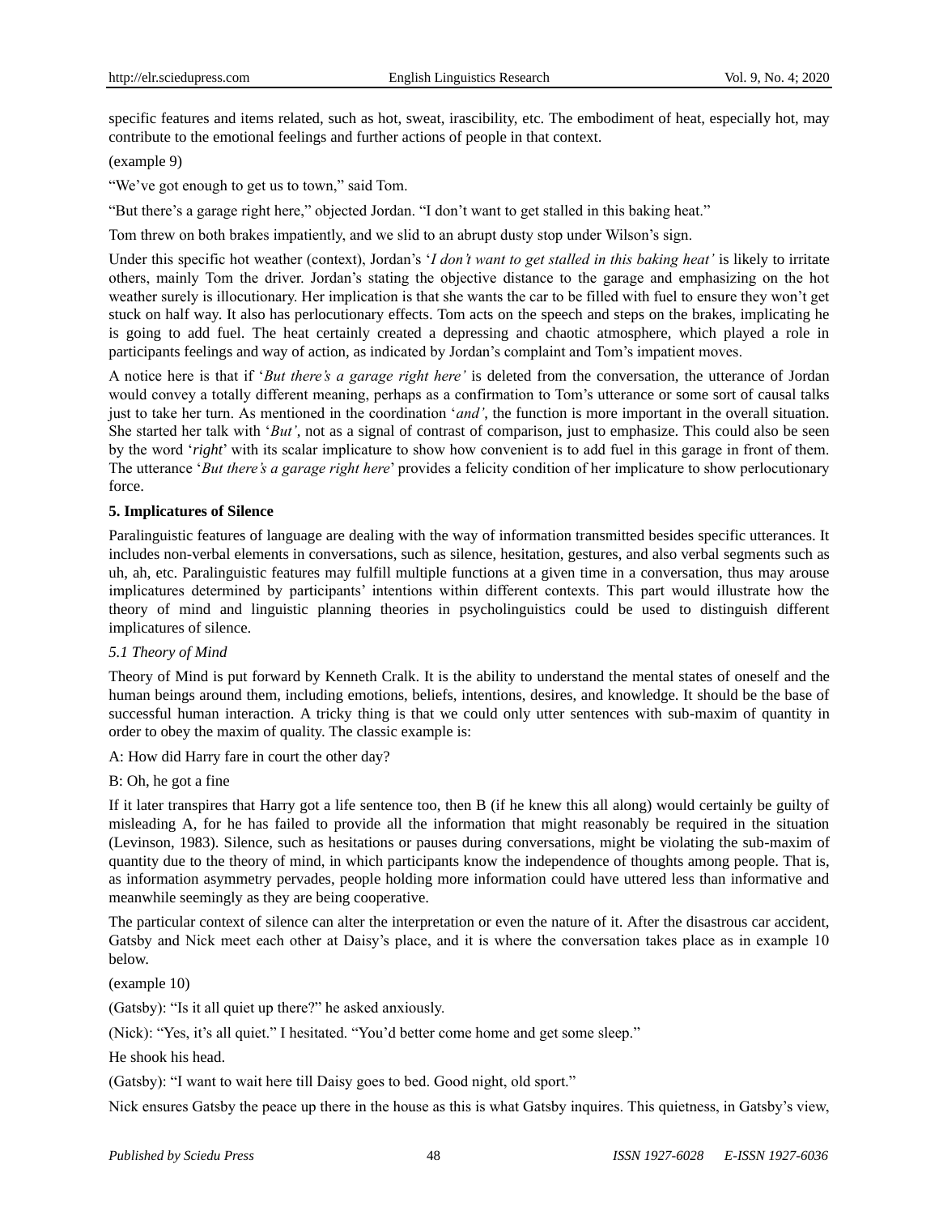specific features and items related, such as hot, sweat, irascibility, etc. The embodiment of heat, especially hot, may contribute to the emotional feelings and further actions of people in that context.

(example 9)

"We've got enough to get us to town," said Tom.

"But there's a garage right here," objected Jordan. "I don't want to get stalled in this baking heat."

Tom threw on both brakes impatiently, and we slid to an abrupt dusty stop under Wilson's sign.

Under this specific hot weather (context), Jordan's '*I don't want to get stalled in this baking heat'* is likely to irritate others, mainly Tom the driver. Jordan's stating the objective distance to the garage and emphasizing on the hot weather surely is illocutionary. Her implication is that she wants the car to be filled with fuel to ensure they won't get stuck on half way. It also has perlocutionary effects. Tom acts on the speech and steps on the brakes, implicating he is going to add fuel. The heat certainly created a depressing and chaotic atmosphere, which played a role in participants feelings and way of action, as indicated by Jordan's complaint and Tom's impatient moves.

A notice here is that if '*But there's a garage right here'* is deleted from the conversation, the utterance of Jordan would convey a totally different meaning, perhaps as a confirmation to Tom's utterance or some sort of causal talks just to take her turn. As mentioned in the coordination '*and'*, the function is more important in the overall situation. She started her talk with '*But'*, not as a signal of contrast of comparison, just to emphasize. This could also be seen by the word '*right*' with its scalar implicature to show how convenient is to add fuel in this garage in front of them. The utterance '*But there's a garage right here*' provides a felicity condition of her implicature to show perlocutionary force.

## 5. Implicatures of Silence

Paralinguistic features of language are dealing with the way of information transmitted besides specific utterances. It includes non-verbal elements in conversations, such as silence, hesitation, gestures, and also verbal segments such as uh, ah, etc. Paralinguistic features may fulfill multiple functions at a given time in a conversation, thus may arouse implicatures determined by participants' intentions within different contexts. This part would illustrate how the theory of mind and linguistic planning theories in psycholinguistics could be used to distinguish different implicatures of silence.

### *5.1 Theory of Mind*

Theory of Mind is put forward by Kenneth Cralk. It is the ability to understand the mental states of oneself and the human beings around them, including emotions, beliefs, intentions, desires, and knowledge. It should be the base of successful human interaction. A tricky thing is that we could only utter sentences with sub-maxim of quantity in order to obey the maxim of quality. The classic example is:

A: How did Harry fare in court the other day?

B: Oh, he got a fine

If it later transpires that Harry got a life sentence too, then B (if he knew this all along) would certainly be guilty of misleading A, for he has failed to provide all the information that might reasonably be required in the situation (Levinson, 1983). Silence, such as hesitations or pauses during conversations, might be violating the sub-maxim of quantity due to the theory of mind, in which participants know the independence of thoughts among people. That is, as information asymmetry pervades, people holding more information could have uttered less than informative and meanwhile seemingly as they are being cooperative.

The particular context of silence can alter the interpretation or even the nature of it. After the disastrous car accident, Gatsby and Nick meet each other at Daisy's place, and it is where the conversation takes place as in example 10 below.

(example 10)

(Gatsby): "Is it all quiet up there?" he asked anxiously.

(Nick): "Yes, it's all quiet." I hesitated. "You'd better come home and get some sleep."

He shook his head.

(Gatsby): "I want to wait here till Daisy goes to bed. Good night, old sport."

Nick ensures Gatsby the peace up there in the house as this is what Gatsby inquires. This quietness, in Gatsby's view,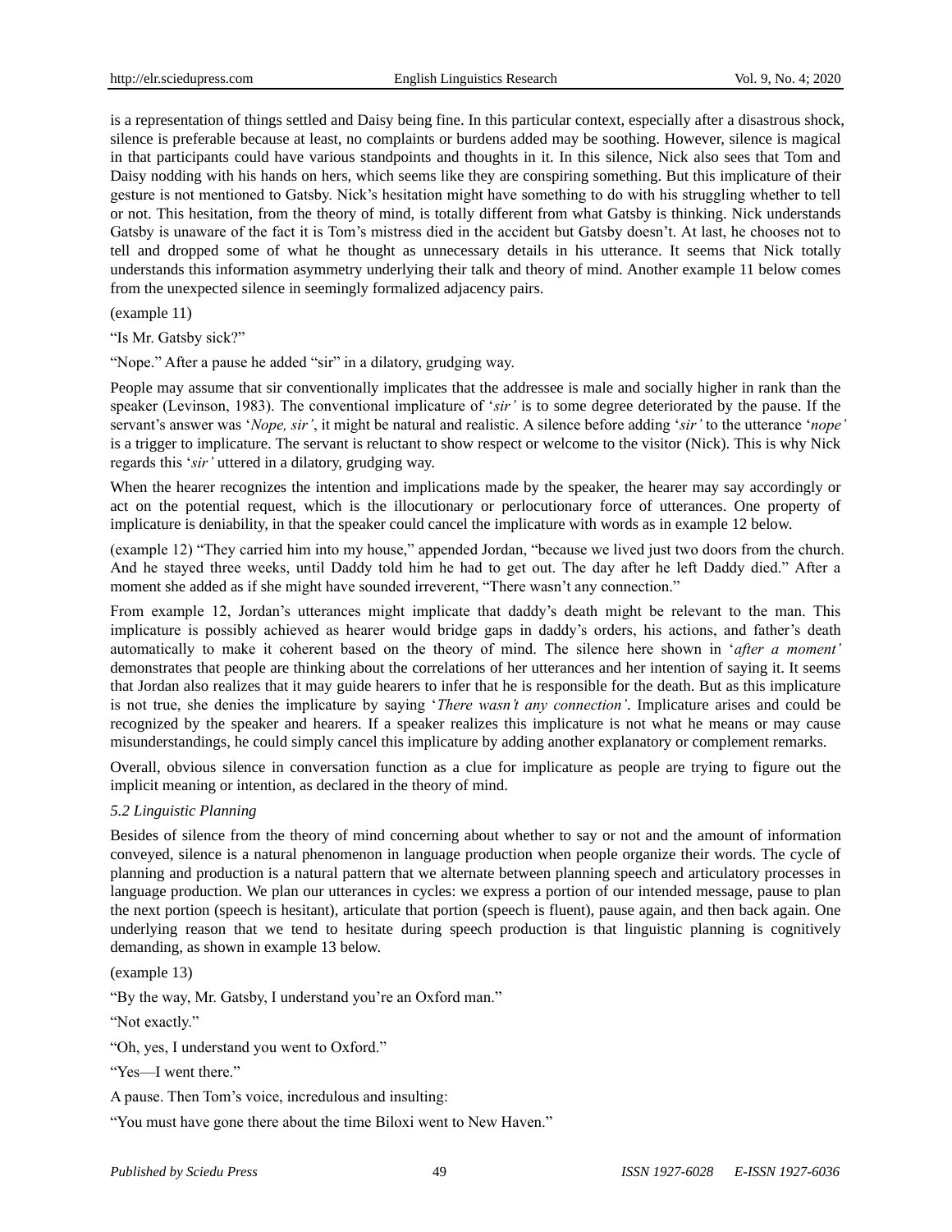is a representation of things settled and Daisy being fine. In this particular context, especially after a disastrous shock, silence is preferable because at least, no complaints or burdens added may be soothing. However, silence is magical in that participants could have various standpoints and thoughts in it. In this silence, Nick also sees that Tom and Daisy nodding with his hands on hers, which seems like they are conspiring something. But this implicature of their gesture is not mentioned to Gatsby. Nick's hesitation might have something to do with his struggling whether to tell or not. This hesitation, from the theory of mind, is totally different from what Gatsby is thinking. Nick understands Gatsby is unaware of the fact it is Tom's mistress died in the accident but Gatsby doesn't. At last, he chooses not to tell and dropped some of what he thought as unnecessary details in his utterance. It seems that Nick totally understands this information asymmetry underlying their talk and theory of mind. Another example 11 below comes from the unexpected silence in seemingly formalized adjacency pairs.

(example 11)

"Is Mr. Gatsby sick?"

"Nope." After a pause he added "sir" in a dilatory, grudging way.

People may assume that sir conventionally implicates that the addressee is male and socially higher in rank than the speaker (Levinson, 1983). The conventional implicature of '*sir'* is to some degree deteriorated by the pause. If the servant's answer was '*Nope, sir'*, it might be natural and realistic. A silence before adding '*sir'* to the utterance '*nope'* is a trigger to implicature. The servant is reluctant to show respect or welcome to the visitor (Nick). This is why Nick regards this '*sir'* uttered in a dilatory, grudging way.

When the hearer recognizes the intention and implications made by the speaker, the hearer may say accordingly or act on the potential request, which is the illocutionary or perlocutionary force of utterances. One property of implicature is deniability, in that the speaker could cancel the implicature with words as in example 12 below.

(example 12) "They carried him into my house," appended Jordan, "because we lived just two doors from the church. And he stayed three weeks, until Daddy told him he had to get out. The day after he left Daddy died." After a moment she added as if she might have sounded irreverent, "There wasn't any connection."

From example 12, Jordan's utterances might implicate that daddy's death might be relevant to the man. This implicature is possibly achieved as hearer would bridge gaps in daddy's orders, his actions, and father's death automatically to make it coherent based on the theory of mind. The silence here shown in '*after a moment'* demonstrates that people are thinking about the correlations of her utterances and her intention of saying it. It seems that Jordan also realizes that it may guide hearers to infer that he is responsible for the death. But as this implicature is not true, she denies the implicature by saying '*There wasn't any connection'*. Implicature arises and could be recognized by the speaker and hearers. If a speaker realizes this implicature is not what he means or may cause misunderstandings, he could simply cancel this implicature by adding another explanatory or complement remarks.

Overall, obvious silence in conversation function as a clue for implicature as people are trying to figure out the implicit meaning or intention, as declared in the theory of mind.

### *5.2 Linguistic Planning*

Besides of silence from the theory of mind concerning about whether to say or not and the amount of information conveyed, silence is a natural phenomenon in language production when people organize their words. The cycle of planning and production is a natural pattern that we alternate between planning speech and articulatory processes in language production. We plan our utterances in cycles: we express a portion of our intended message, pause to plan the next portion (speech is hesitant), articulate that portion (speech is fluent), pause again, and then back again. One underlying reason that we tend to hesitate during speech production is that linguistic planning is cognitively demanding, as shown in example 13 below.

(example 13)

"By the way, Mr. Gatsby, I understand you're an Oxford man."

"Not exactly."

"Oh, yes, I understand you went to Oxford."

"Yes—I went there."

A pause. Then Tom's voice, incredulous and insulting:

"You must have gone there about the time Biloxi went to New Haven."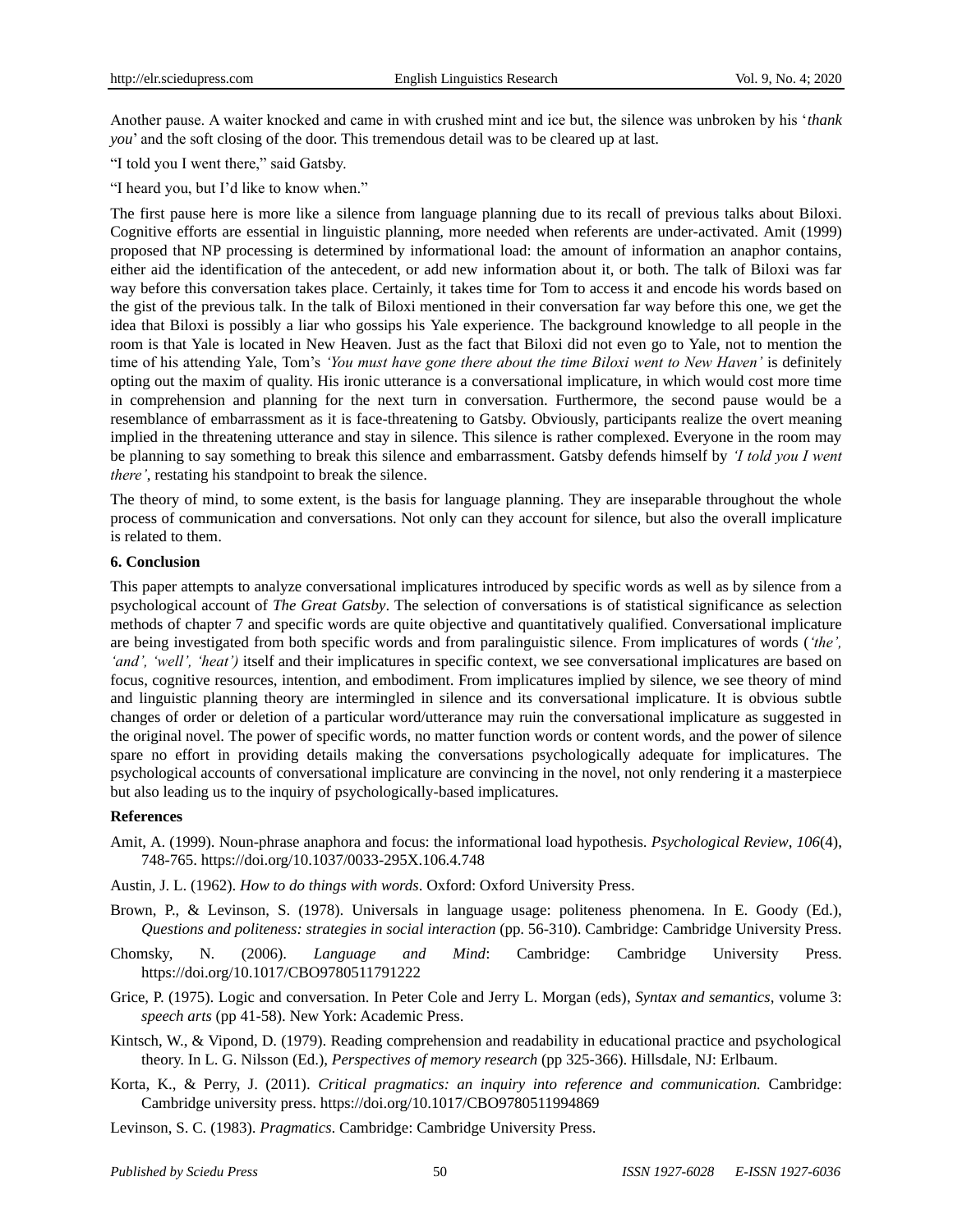Another pause. A waiter knocked and came in with crushed mint and ice but, the silence was unbroken by his '*thank you*' and the soft closing of the door. This tremendous detail was to be cleared up at last.

"I told you I went there," said Gatsby.

"I heard you, but I'd like to know when."

The first pause here is more like a silence from language planning due to its recall of previous talks about Biloxi. Cognitive efforts are essential in linguistic planning, more needed when referents are under-activated. Amit (1999) proposed that NP processing is determined by informational load: the amount of information an anaphor contains, either aid the identification of the antecedent, or add new information about it, or both. The talk of Biloxi was far way before this conversation takes place. Certainly, it takes time for Tom to access it and encode his words based on the gist of the previous talk. In the talk of Biloxi mentioned in their conversation far way before this one, we get the idea that Biloxi is possibly a liar who gossips his Yale experience. The background knowledge to all people in the room is that Yale is located in New Heaven. Just as the fact that Biloxi did not even go to Yale, not to mention the time of his attending Yale, Tom's *'You must have gone there about the time Biloxi went to New Haven'* is definitely opting out the maxim of quality. His ironic utterance is a conversational implicature, in which would cost more time in comprehension and planning for the next turn in conversation. Furthermore, the second pause would be a resemblance of embarrassment as it is face-threatening to Gatsby. Obviously, participants realize the overt meaning implied in the threatening utterance and stay in silence. This silence is rather complexed. Everyone in the room may be planning to say something to break this silence and embarrassment. Gatsby defends himself by *'I told you I went there'*, restating his standpoint to break the silence.

The theory of mind, to some extent, is the basis for language planning. They are inseparable throughout the whole process of communication and conversations. Not only can they account for silence, but also the overall implicature is related to them.

## 6. Conclusion

This paper attempts to analyze conversational implicatures introduced by specific words as well as by silence from a psychological account of *The Great Gatsby*. The selection of conversations is of statistical significance as selection methods of chapter 7 and specific words are quite objective and quantitatively qualified. Conversational implicature are being investigated from both specific words and from paralinguistic silence. From implicatures of words (*'the', 'and', 'well', 'heat')* itself and their implicatures in specific context, we see conversational implicatures are based on focus, cognitive resources, intention, and embodiment. From implicatures implied by silence, we see theory of mind and linguistic planning theory are intermingled in silence and its conversational implicature. It is obvious subtle changes of order or deletion of a particular word/utterance may ruin the conversational implicature as suggested in the original novel. The power of specific words, no matter function words or content words, and the power of silence spare no effort in providing details making the conversations psychologically adequate for implicatures. The psychological accounts of conversational implicature are convincing in the novel, not only rendering it a masterpiece but also leading us to the inquiry of psychologically-based implicatures.

## References

Amit, A. (1999). Noun-phrase anaphora and focus: the informational load hypothesis. *Psychological Review*, *106*(4), 748-765. https://doi.org/10.1037/0033-295X.106.4.748

Austin, J. L. (1962). *How to do things with words*. Oxford: Oxford University Press.

Brown, P., & Levinson, S. (1978). Universals in language usage: politeness phenomena. In E. Goody (Ed.), *Questions and politeness: strategies in social interaction* (pp. 56-310). Cambridge: Cambridge University Press.

Chomsky, N. (2006). *Language and Mind*: Cambridge: Cambridge University Press. https://doi.org/10.1017/CBO9780511791222

Grice, P. (1975). Logic and conversation. In Peter Cole and Jerry L. Morgan (eds), *Syntax and semantics*, volume 3: *speech arts* (pp 41-58). New York: Academic Press.

Kintsch, W., & Vipond, D. (1979). Reading comprehension and readability in educational practice and psychological theory. In L. G. Nilsson (Ed.), *Perspectives of memory research* (pp 325-366). Hillsdale, NJ: Erlbaum.

Korta, K., & Perry, J. (2011). *Critical pragmatics: an inquiry into reference and communication.* Cambridge: Cambridge university press. https://doi.org/10.1017/CBO9780511994869

Levinson, S. C. (1983). *Pragmatics*. Cambridge: Cambridge University Press.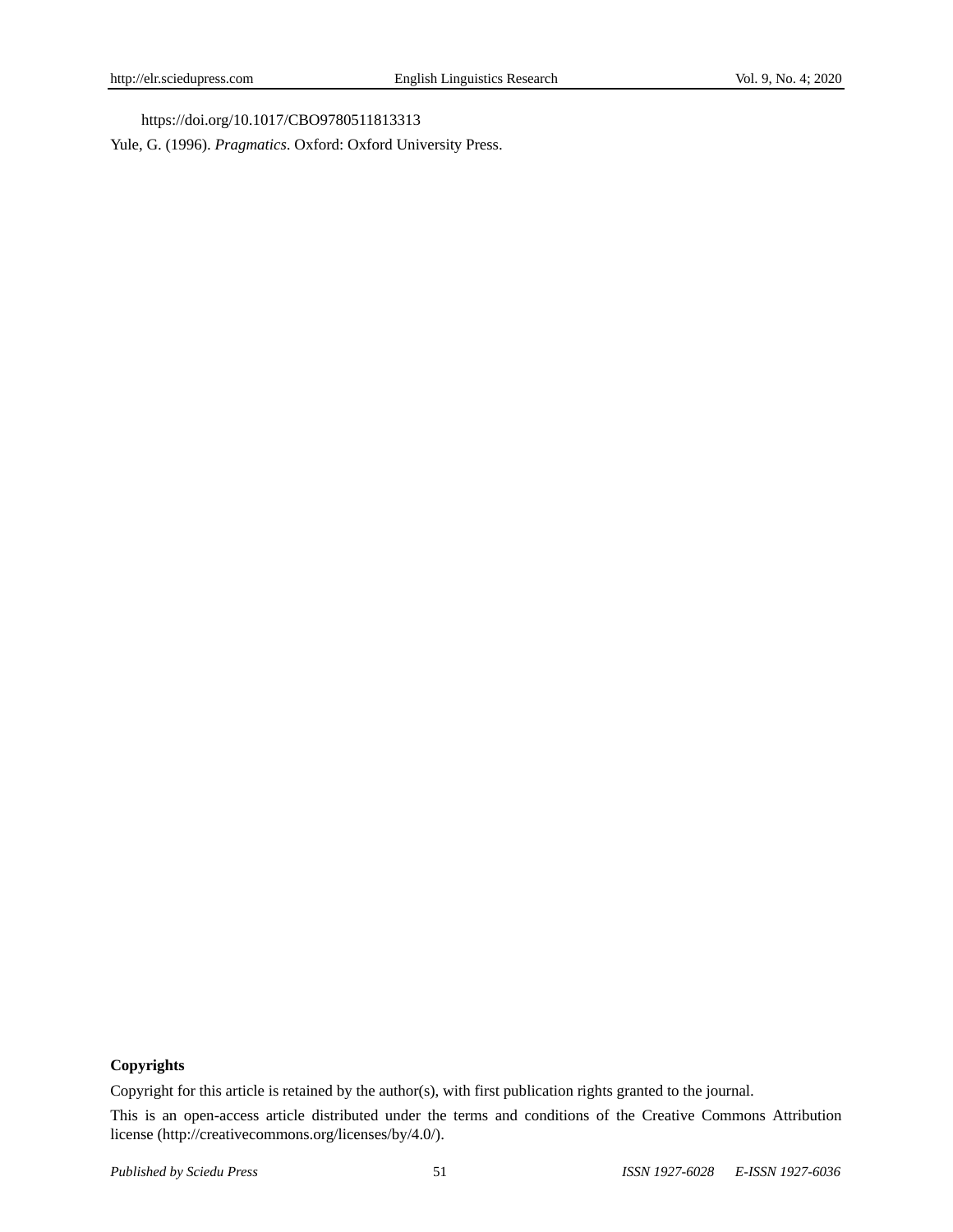https://doi.org/10.1017/CBO9780511813313

Yule, G. (1996). *Pragmatics*. Oxford: Oxford University Press.

**Copyrights**

Copyright for this article is retained by the author(s), with first publication rights granted to the journal.

This is an open-access article distributed under the terms and conditions of the Creative Commons Attribution license (http://creativecommons.org/licenses/by/4.0/).